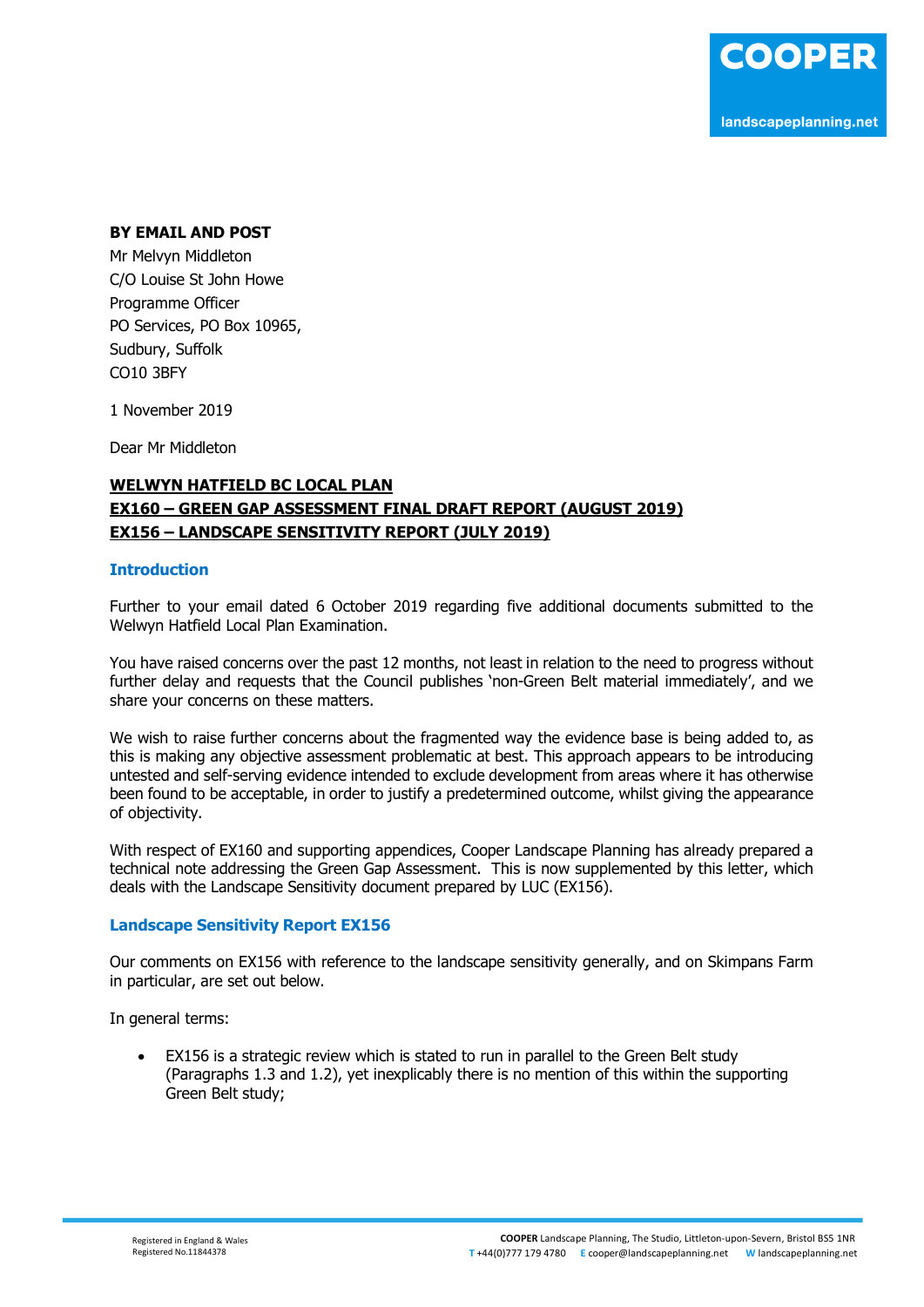**BY EMAIL AND POST**

Mr Melvyn Middleton
C/O Louise St John Howe
Programme Officer
PO Services, PO Box 10965,
Sudbury, Suffolk
CO10 3BFY

1 November 2019

Dear Mr Middleton

**WELWYN HATFIELD BC LOCAL PLAN**
**EX160 – GREEN GAP ASSESSMENT FINAL DRAFT REPORT (AUGUST 2019)**
**EX156 – LANDSCAPE SENSITIVITY REPORT (JULY 2019)**

## Introduction

Further to your email dated 6 October 2019 regarding five additional documents submitted to the Welwyn Hatfield Local Plan Examination.

You have raised concerns over the past 12 months, not least in relation to the need to progress without further delay and requests that the Council publishes 'non-Green Belt material immediately', and we share your concerns on these matters.

We wish to raise further concerns about the fragmented way the evidence base is being added to, as this is making any objective assessment problematic at best. This approach appears to be introducing untested and self-serving evidence intended to exclude development from areas where it has otherwise been found to be acceptable, in order to justify a predetermined outcome, whilst giving the appearance of objectivity.

With respect of EX160 and supporting appendices, Cooper Landscape Planning has already prepared a technical note addressing the Green Gap Assessment. This is now supplemented by this letter, which deals with the Landscape Sensitivity document prepared by LUC (EX156).

## Landscape Sensitivity Report EX156

Our comments on EX156 with reference to the landscape sensitivity generally, and on Skimpans Farm in particular, are set out below.

In general terms:

- EX156 is a strategic review which is stated to run in parallel to the Green Belt study (Paragraphs 1.3 and 1.2), yet inexplicably there is no mention of this within the supporting Green Belt study;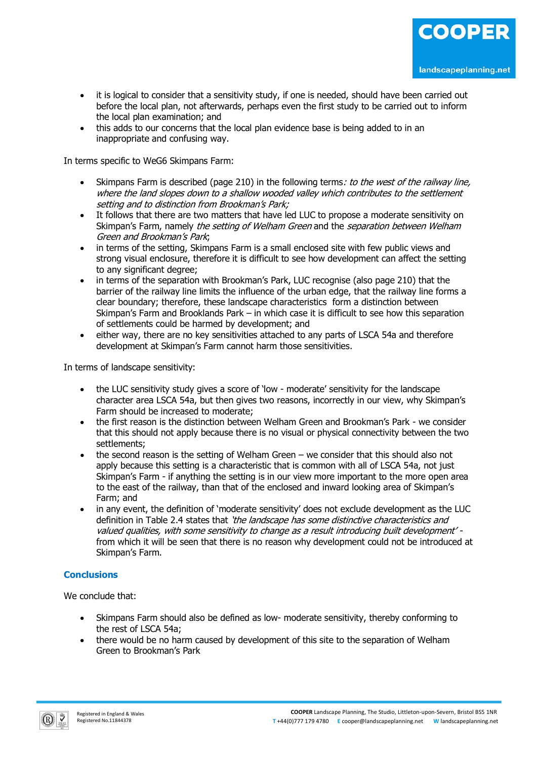- it is logical to consider that a sensitivity study, if one is needed, should have been carried out before the local plan, not afterwards, perhaps even the first study to be carried out to inform the local plan examination; and
- this adds to our concerns that the local plan evidence base is being added to in an inappropriate and confusing way.

In terms specific to WeG6 Skimpans Farm:

- Skimpans Farm is described (page 210) in the following terms*: to the west of the railway line, where the land slopes down to a shallow wooded valley which contributes to the settlement setting and to distinction from Brookman's Park;*
- It follows that there are two matters that have led LUC to propose a moderate sensitivity on Skimpan's Farm, namely *the setting of Welham Green* and the *separation between Welham Green and Brookman's Park*;
- in terms of the setting, Skimpans Farm is a small enclosed site with few public views and strong visual enclosure, therefore it is difficult to see how development can affect the setting to any significant degree;
- in terms of the separation with Brookman's Park, LUC recognise (also page 210) that the barrier of the railway line limits the influence of the urban edge, that the railway line forms a clear boundary; therefore, these landscape characteristics form a distinction between Skimpan's Farm and Brooklands Park – in which case it is difficult to see how this separation of settlements could be harmed by development; and
- either way, there are no key sensitivities attached to any parts of LSCA 54a and therefore development at Skimpan's Farm cannot harm those sensitivities.

In terms of landscape sensitivity:

- the LUC sensitivity study gives a score of 'low - moderate' sensitivity for the landscape character area LSCA 54a, but then gives two reasons, incorrectly in our view, why Skimpan's Farm should be increased to moderate;
- the first reason is the distinction between Welham Green and Brookman's Park - we consider that this should not apply because there is no visual or physical connectivity between the two settlements;
- the second reason is the setting of Welham Green – we consider that this should also not apply because this setting is a characteristic that is common with all of LSCA 54a, not just Skimpan's Farm - if anything the setting is in our view more important to the more open area to the east of the railway, than that of the enclosed and inward looking area of Skimpan's Farm; and
- in any event, the definition of 'moderate sensitivity' does not exclude development as the LUC definition in Table 2.4 states that *'the landscape has some distinctive characteristics and valued qualities, with some sensitivity to change as a result introducing built development'* - from which it will be seen that there is no reason why development could not be introduced at Skimpan's Farm.

## Conclusions

We conclude that:

- Skimpans Farm should also be defined as low- moderate sensitivity, thereby conforming to the rest of LSCA 54a;
- there would be no harm caused by development of this site to the separation of Welham Green to Brookman's Park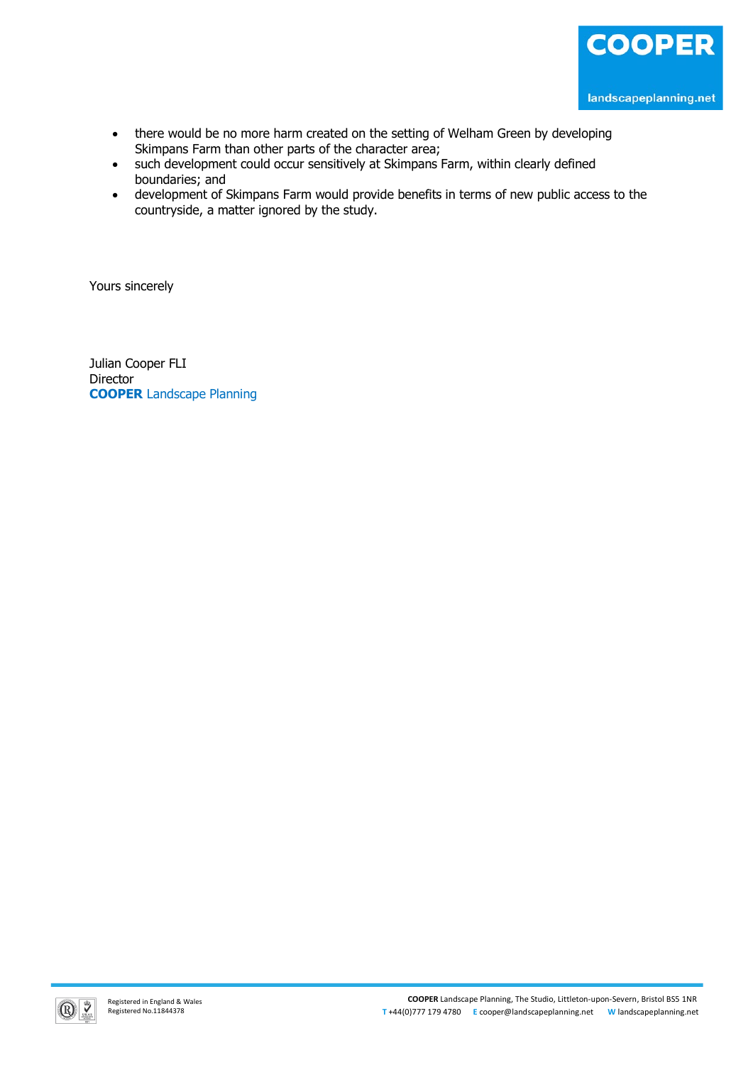- there would be no more harm created on the setting of Welham Green by developing Skimpans Farm than other parts of the character area;
- such development could occur sensitively at Skimpans Farm, within clearly defined boundaries; and
- development of Skimpans Farm would provide benefits in terms of new public access to the countryside, a matter ignored by the study.

Yours sincerely

Julian Cooper FLI
Director
**COOPER** Landscape Planning